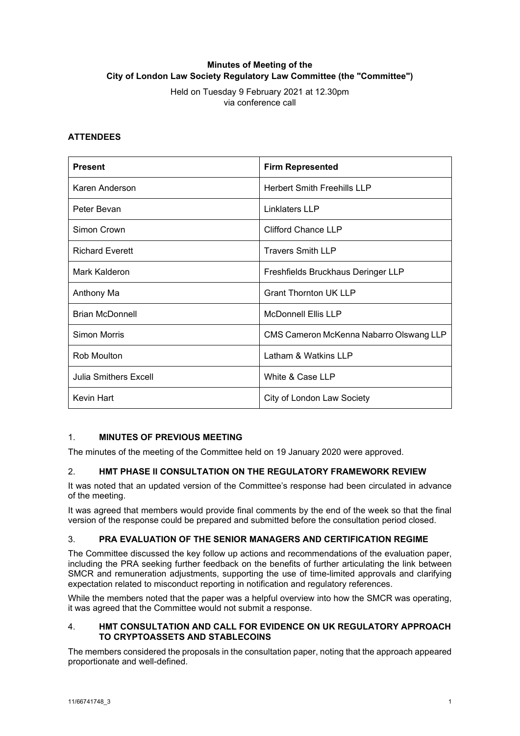**Minutes of Meeting of the City of London Law Society Regulatory Law Committee (the "Committee")**

Held on Tuesday 9 February 2021 at 12.30pm
via conference call

**ATTENDEES**

| **Present** | **Firm Represented** |
| --- | --- |
| Karen Anderson | Herbert Smith Freehills LLP |
| Peter Bevan | Linklaters LLP |
| Simon Crown | Clifford Chance LLP |
| Richard Everett | Travers Smith LLP |
| Mark Kalderon | Freshfields Bruckhaus Deringer LLP |
| Anthony Ma | Grant Thornton UK LLP |
| Brian McDonnell | McDonnell Ellis LLP |
| Simon Morris | CMS Cameron McKenna Nabarro Olswang LLP |
| Rob Moulton | Latham & Watkins LLP |
| Julia Smithers Excell | White & Case LLP |
| Kevin Hart | City of London Law Society |

## 1. MINUTES OF PREVIOUS MEETING

The minutes of the meeting of the Committee held on 19 January 2020 were approved.

## 2. HMT PHASE II CONSULTATION ON THE REGULATORY FRAMEWORK REVIEW

It was noted that an updated version of the Committee's response had been circulated in advance of the meeting.

It was agreed that members would provide final comments by the end of the week so that the final version of the response could be prepared and submitted before the consultation period closed.

## 3. PRA EVALUATION OF THE SENIOR MANAGERS AND CERTIFICATION REGIME

The Committee discussed the key follow up actions and recommendations of the evaluation paper, including the PRA seeking further feedback on the benefits of further articulating the link between SMCR and remuneration adjustments, supporting the use of time-limited approvals and clarifying expectation related to misconduct reporting in notification and regulatory references.

While the members noted that the paper was a helpful overview into how the SMCR was operating, it was agreed that the Committee would not submit a response.

## 4. HMT CONSULTATION AND CALL FOR EVIDENCE ON UK REGULATORY APPROACH TO CRYPTOASSETS AND STABLECOINS

The members considered the proposals in the consultation paper, noting that the approach appeared proportionate and well-defined.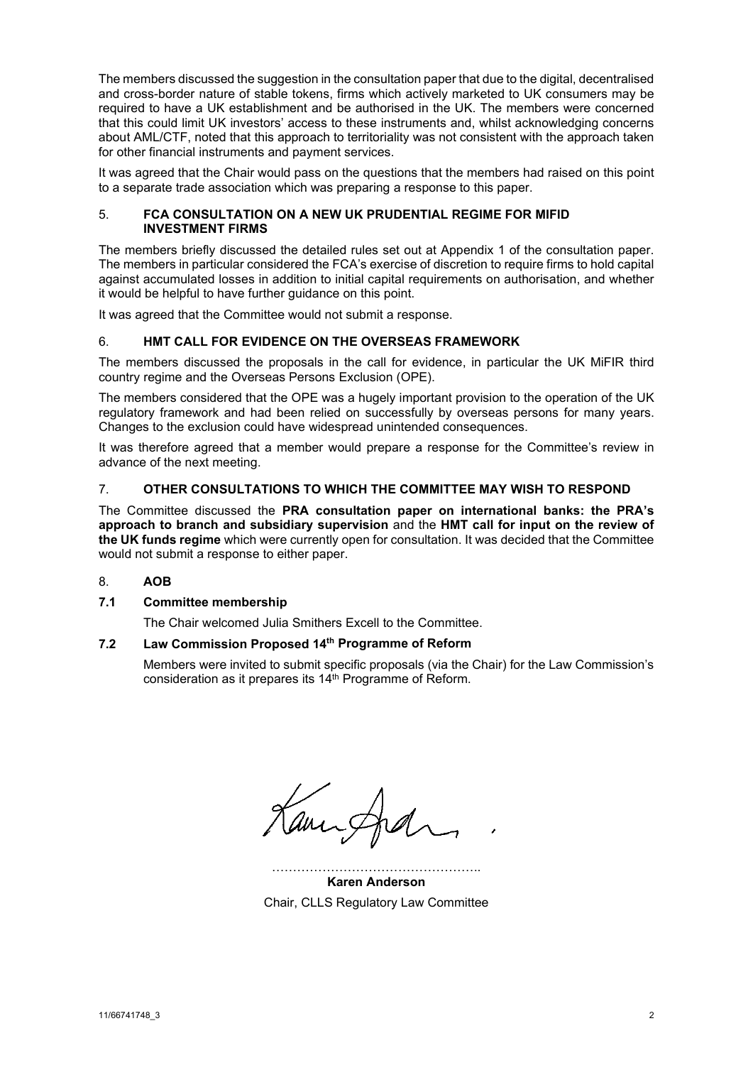The members discussed the suggestion in the consultation paper that due to the digital, decentralised and cross-border nature of stable tokens, firms which actively marketed to UK consumers may be required to have a UK establishment and be authorised in the UK. The members were concerned that this could limit UK investors' access to these instruments and, whilst acknowledging concerns about AML/CTF, noted that this approach to territoriality was not consistent with the approach taken for other financial instruments and payment services.

It was agreed that the Chair would pass on the questions that the members had raised on this point to a separate trade association which was preparing a response to this paper.

## 5. FCA CONSULTATION ON A NEW UK PRUDENTIAL REGIME FOR MIFID INVESTMENT FIRMS

The members briefly discussed the detailed rules set out at Appendix 1 of the consultation paper. The members in particular considered the FCA's exercise of discretion to require firms to hold capital against accumulated losses in addition to initial capital requirements on authorisation, and whether it would be helpful to have further guidance on this point.

It was agreed that the Committee would not submit a response.

## 6. HMT CALL FOR EVIDENCE ON THE OVERSEAS FRAMEWORK

The members discussed the proposals in the call for evidence, in particular the UK MiFIR third country regime and the Overseas Persons Exclusion (OPE).

The members considered that the OPE was a hugely important provision to the operation of the UK regulatory framework and had been relied on successfully by overseas persons for many years. Changes to the exclusion could have widespread unintended consequences.

It was therefore agreed that a member would prepare a response for the Committee's review in advance of the next meeting.

## 7. OTHER CONSULTATIONS TO WHICH THE COMMITTEE MAY WISH TO RESPOND

The Committee discussed the **PRA consultation paper on international banks: the PRA's approach to branch and subsidiary supervision** and the **HMT call for input on the review of the UK funds regime** which were currently open for consultation. It was decided that the Committee would not submit a response to either paper.

## 8. AOB

### 7.1 Committee membership

The Chair welcomed Julia Smithers Excell to the Committee.

### 7.2 Law Commission Proposed 14th Programme of Reform

Members were invited to submit specific proposals (via the Chair) for the Law Commission's consideration as it prepares its 14th Programme of Reform.

…………………………………………..

**Karen Anderson**

Chair, CLLS Regulatory Law Committee